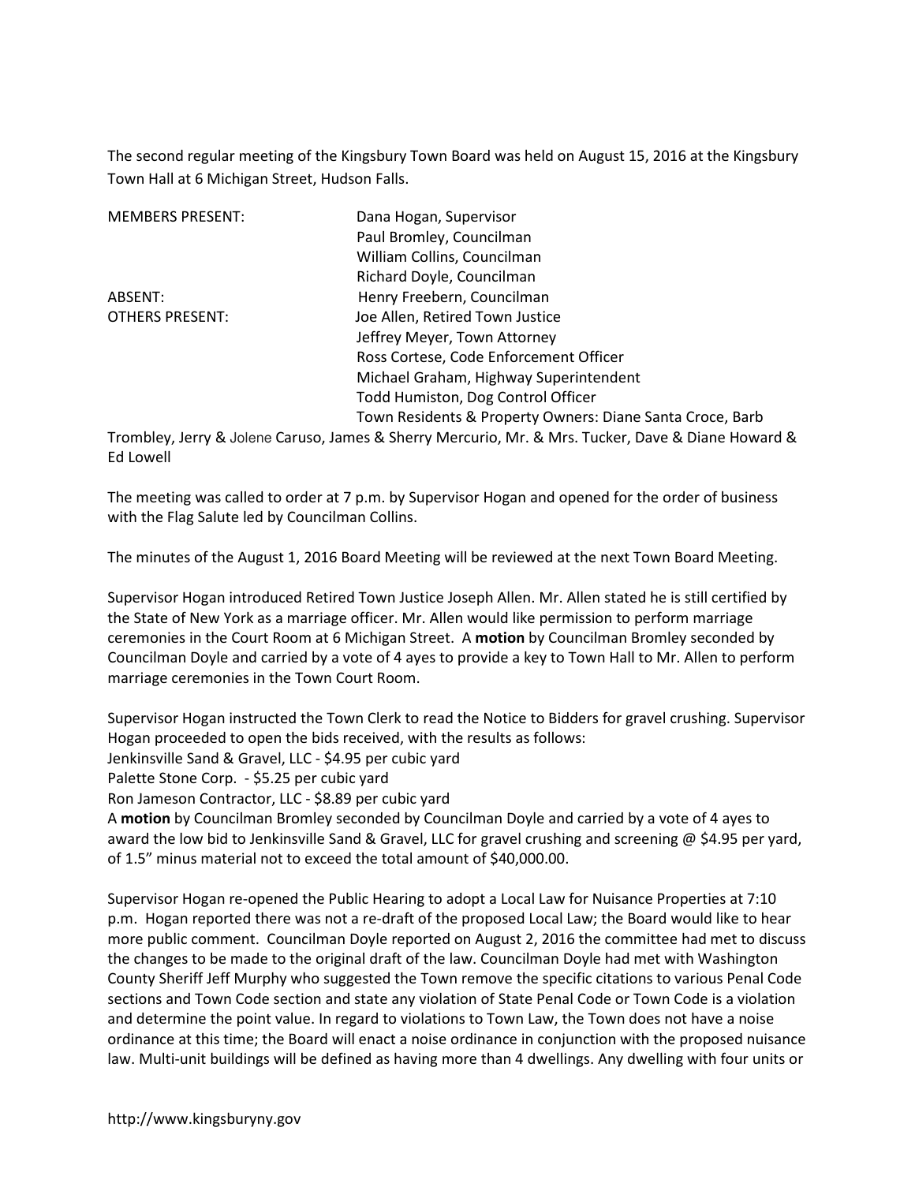The second regular meeting of the Kingsbury Town Board was held on August 15, 2016 at the Kingsbury Town Hall at 6 Michigan Street, Hudson Falls.

| | |
|---|---|
| MEMBERS PRESENT: | Dana Hogan, Supervisor |
| | Paul Bromley, Councilman |
| | William Collins, Councilman |
| | Richard Doyle, Councilman |
| ABSENT: | Henry Freebern, Councilman |
| OTHERS PRESENT: | Joe Allen, Retired Town Justice |
| | Jeffrey Meyer, Town Attorney |
| | Ross Cortese, Code Enforcement Officer |
| | Michael Graham, Highway Superintendent |
| | Todd Humiston, Dog Control Officer |
| | Town Residents & Property Owners: Diane Santa Croce, Barb |

Trombley, Jerry & Jolene Caruso, James & Sherry Mercurio, Mr. & Mrs. Tucker, Dave & Diane Howard & Ed Lowell

The meeting was called to order at 7 p.m. by Supervisor Hogan and opened for the order of business with the Flag Salute led by Councilman Collins.

The minutes of the August 1, 2016 Board Meeting will be reviewed at the next Town Board Meeting.

Supervisor Hogan introduced Retired Town Justice Joseph Allen. Mr. Allen stated he is still certified by the State of New York as a marriage officer. Mr. Allen would like permission to perform marriage ceremonies in the Court Room at 6 Michigan Street. A **motion** by Councilman Bromley seconded by Councilman Doyle and carried by a vote of 4 ayes to provide a key to Town Hall to Mr. Allen to perform marriage ceremonies in the Town Court Room.

Supervisor Hogan instructed the Town Clerk to read the Notice to Bidders for gravel crushing. Supervisor Hogan proceeded to open the bids received, with the results as follows:
Jenkinsville Sand & Gravel, LLC - $4.95 per cubic yard
Palette Stone Corp. - $5.25 per cubic yard
Ron Jameson Contractor, LLC - $8.89 per cubic yard
A **motion** by Councilman Bromley seconded by Councilman Doyle and carried by a vote of 4 ayes to award the low bid to Jenkinsville Sand & Gravel, LLC for gravel crushing and screening @ $4.95 per yard, of 1.5" minus material not to exceed the total amount of $40,000.00.

Supervisor Hogan re-opened the Public Hearing to adopt a Local Law for Nuisance Properties at 7:10 p.m. Hogan reported there was not a re-draft of the proposed Local Law; the Board would like to hear more public comment. Councilman Doyle reported on August 2, 2016 the committee had met to discuss the changes to be made to the original draft of the law. Councilman Doyle had met with Washington County Sheriff Jeff Murphy who suggested the Town remove the specific citations to various Penal Code sections and Town Code section and state any violation of State Penal Code or Town Code is a violation and determine the point value. In regard to violations to Town Law, the Town does not have a noise ordinance at this time; the Board will enact a noise ordinance in conjunction with the proposed nuisance law. Multi-unit buildings will be defined as having more than 4 dwellings. Any dwelling with four units or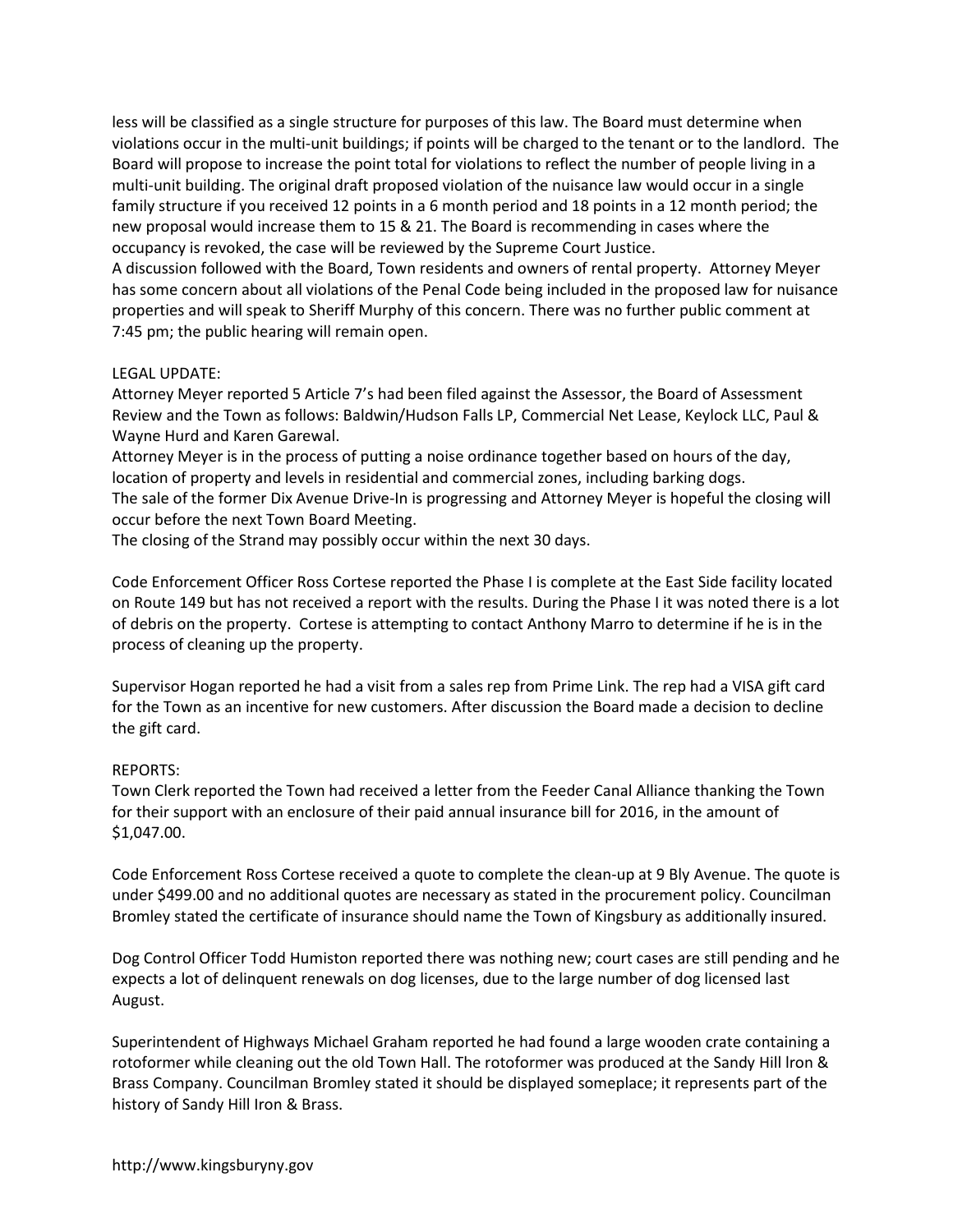less will be classified as a single structure for purposes of this law. The Board must determine when violations occur in the multi-unit buildings; if points will be charged to the tenant or to the landlord. The Board will propose to increase the point total for violations to reflect the number of people living in a multi-unit building. The original draft proposed violation of the nuisance law would occur in a single family structure if you received 12 points in a 6 month period and 18 points in a 12 month period; the new proposal would increase them to 15 & 21. The Board is recommending in cases where the occupancy is revoked, the case will be reviewed by the Supreme Court Justice.
A discussion followed with the Board, Town residents and owners of rental property. Attorney Meyer has some concern about all violations of the Penal Code being included in the proposed law for nuisance properties and will speak to Sheriff Murphy of this concern. There was no further public comment at 7:45 pm; the public hearing will remain open.

LEGAL UPDATE:
Attorney Meyer reported 5 Article 7's had been filed against the Assessor, the Board of Assessment Review and the Town as follows: Baldwin/Hudson Falls LP, Commercial Net Lease, Keylock LLC, Paul & Wayne Hurd and Karen Garewal.
Attorney Meyer is in the process of putting a noise ordinance together based on hours of the day, location of property and levels in residential and commercial zones, including barking dogs.
The sale of the former Dix Avenue Drive-In is progressing and Attorney Meyer is hopeful the closing will occur before the next Town Board Meeting.
The closing of the Strand may possibly occur within the next 30 days.

Code Enforcement Officer Ross Cortese reported the Phase I is complete at the East Side facility located on Route 149 but has not received a report with the results. During the Phase I it was noted there is a lot of debris on the property. Cortese is attempting to contact Anthony Marro to determine if he is in the process of cleaning up the property.

Supervisor Hogan reported he had a visit from a sales rep from Prime Link. The rep had a VISA gift card for the Town as an incentive for new customers. After discussion the Board made a decision to decline the gift card.

REPORTS:
Town Clerk reported the Town had received a letter from the Feeder Canal Alliance thanking the Town for their support with an enclosure of their paid annual insurance bill for 2016, in the amount of $1,047.00.

Code Enforcement Ross Cortese received a quote to complete the clean-up at 9 Bly Avenue. The quote is under $499.00 and no additional quotes are necessary as stated in the procurement policy. Councilman Bromley stated the certificate of insurance should name the Town of Kingsbury as additionally insured.

Dog Control Officer Todd Humiston reported there was nothing new; court cases are still pending and he expects a lot of delinquent renewals on dog licenses, due to the large number of dog licensed last August.

Superintendent of Highways Michael Graham reported he had found a large wooden crate containing a rotoformer while cleaning out the old Town Hall. The rotoformer was produced at the Sandy Hill Iron & Brass Company. Councilman Bromley stated it should be displayed someplace; it represents part of the history of Sandy Hill Iron & Brass.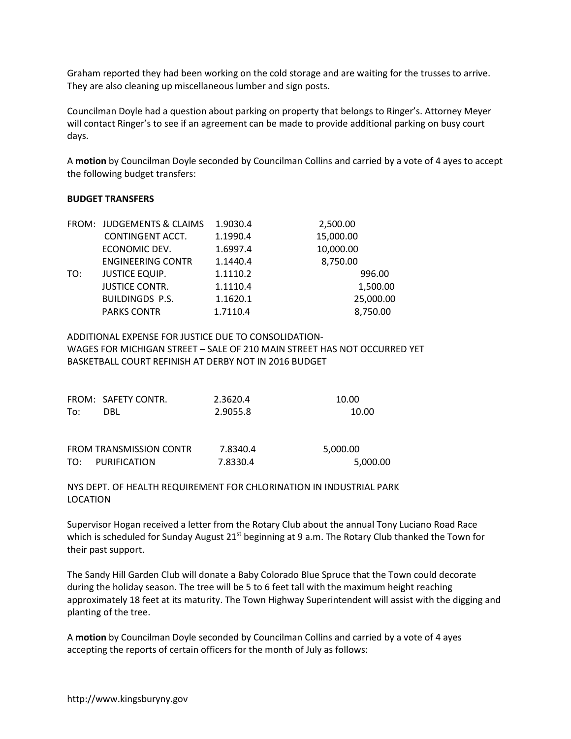Graham reported they had been working on the cold storage and are waiting for the trusses to arrive. They are also cleaning up miscellaneous lumber and sign posts.

Councilman Doyle had a question about parking on property that belongs to Ringer's. Attorney Meyer will contact Ringer's to see if an agreement can be made to provide additional parking on busy court days.

A **motion** by Councilman Doyle seconded by Councilman Collins and carried by a vote of 4 ayes to accept the following budget transfers:

**BUDGET TRANSFERS**

| | | | | |
|---|---|---|---|---|
| FROM: | JUDGEMENTS & CLAIMS | 1.9030.4 | 2,500.00 | |
| | CONTINGENT ACCT. | 1.1990.4 | 15,000.00 | |
| | ECONOMIC DEV. | 1.6997.4 | 10,000.00 | |
| | ENGINEERING CONTR | 1.1440.4 | 8,750.00 | |
| TO: | JUSTICE EQUIP. | 1.1110.2 | | 996.00 |
| | JUSTICE CONTR. | 1.1110.4 | | 1,500.00 |
| | BUILDINGDS P.S. | 1.1620.1 | | 25,000.00 |
| | PARKS CONTR | 1.7110.4 | | 8,750.00 |

ADDITIONAL EXPENSE FOR JUSTICE DUE TO CONSOLIDATION-
WAGES FOR MICHIGAN STREET – SALE OF 210 MAIN STREET HAS NOT OCCURRED YET
BASKETBALL COURT REFINISH AT DERBY NOT IN 2016 BUDGET

| | | | | |
|---|---|---|---|---|
| FROM: | SAFETY CONTR. | 2.3620.4 | 10.00 | |
| To: | DBL | 2.9055.8 | | 10.00 |

| | | | | |
|---|---|---|---|---|
| FROM | TRANSMISSION CONTR | 7.8340.4 | 5,000.00 | |
| TO: | PURIFICATION | 7.8330.4 | | 5,000.00 |

NYS DEPT. OF HEALTH REQUIREMENT FOR CHLORINATION IN INDUSTRIAL PARK LOCATION

Supervisor Hogan received a letter from the Rotary Club about the annual Tony Luciano Road Race which is scheduled for Sunday August 21st beginning at 9 a.m. The Rotary Club thanked the Town for their past support.

The Sandy Hill Garden Club will donate a Baby Colorado Blue Spruce that the Town could decorate during the holiday season. The tree will be 5 to 6 feet tall with the maximum height reaching approximately 18 feet at its maturity. The Town Highway Superintendent will assist with the digging and planting of the tree.

A **motion** by Councilman Doyle seconded by Councilman Collins and carried by a vote of 4 ayes accepting the reports of certain officers for the month of July as follows:

http://www.kingsburyny.gov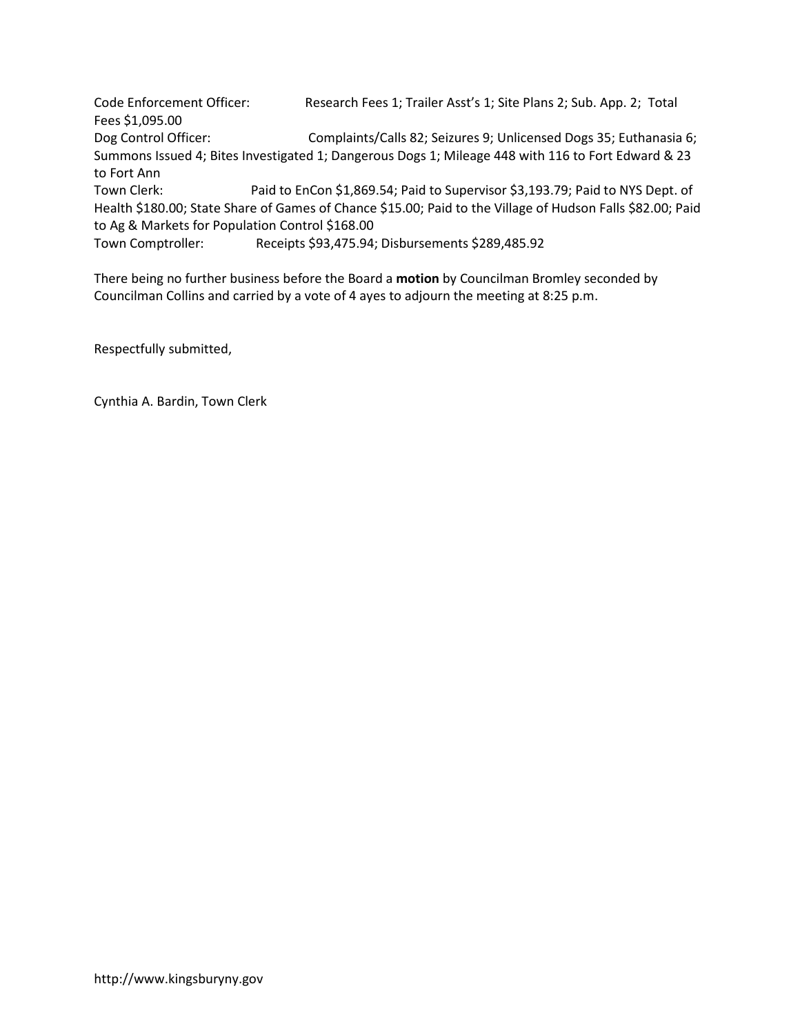Code Enforcement Officer: Research Fees 1; Trailer Asst's 1; Site Plans 2; Sub. App. 2; Total Fees $1,095.00

Dog Control Officer: Complaints/Calls 82; Seizures 9; Unlicensed Dogs 35; Euthanasia 6; Summons Issued 4; Bites Investigated 1; Dangerous Dogs 1; Mileage 448 with 116 to Fort Edward & 23 to Fort Ann

Town Clerk: Paid to EnCon $1,869.54; Paid to Supervisor $3,193.79; Paid to NYS Dept. of Health $180.00; State Share of Games of Chance $15.00; Paid to the Village of Hudson Falls $82.00; Paid to Ag & Markets for Population Control $168.00

Town Comptroller: Receipts $93,475.94; Disbursements $289,485.92

There being no further business before the Board a **motion** by Councilman Bromley seconded by Councilman Collins and carried by a vote of 4 ayes to adjourn the meeting at 8:25 p.m.

Respectfully submitted,

Cynthia A. Bardin, Town Clerk

http://www.kingsburyny.gov